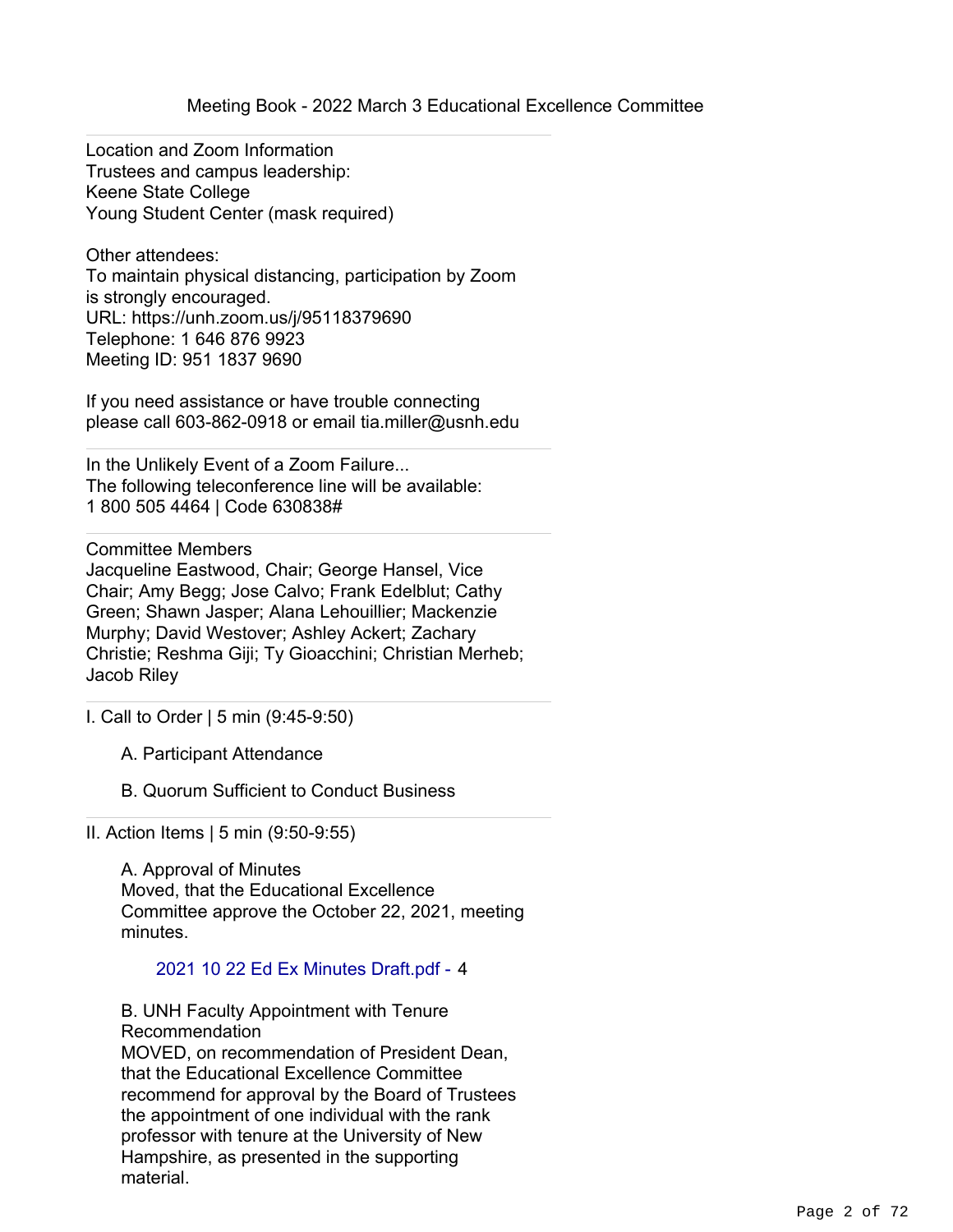Meeting Book - 2022 March 3 Educational Excellence Committee

---

Location and Zoom Information
Trustees and campus leadership:
Keene State College
Young Student Center (mask required)

Other attendees:
To maintain physical distancing, participation by Zoom is strongly encouraged.
URL: https://unh.zoom.us/j/95118379690
Telephone: 1 646 876 9923
Meeting ID: 951 1837 9690

If you need assistance or have trouble connecting please call 603-862-0918 or email tia.miller@usnh.edu

---

In the Unlikely Event of a Zoom Failure...
The following teleconference line will be available:
1 800 505 4464 | Code 630838#

---

Committee Members
Jacqueline Eastwood, Chair; George Hansel, Vice Chair; Amy Begg; Jose Calvo; Frank Edelblut; Cathy Green; Shawn Jasper; Alana Lehouillier; Mackenzie Murphy; David Westover; Ashley Ackert; Zachary Christie; Reshma Giji; Ty Gioacchini; Christian Merheb; Jacob Riley

---

I. Call to Order | 5 min (9:45-9:50)

A. Participant Attendance

B. Quorum Sufficient to Conduct Business

---

II. Action Items | 5 min (9:50-9:55)

A. Approval of Minutes
Moved, that the Educational Excellence Committee approve the October 22, 2021, meeting minutes.

2021 10 22 Ed Ex Minutes Draft.pdf - 4

B. UNH Faculty Appointment with Tenure Recommendation
MOVED, on recommendation of President Dean, that the Educational Excellence Committee recommend for approval by the Board of Trustees the appointment of one individual with the rank professor with tenure at the University of New Hampshire, as presented in the supporting material.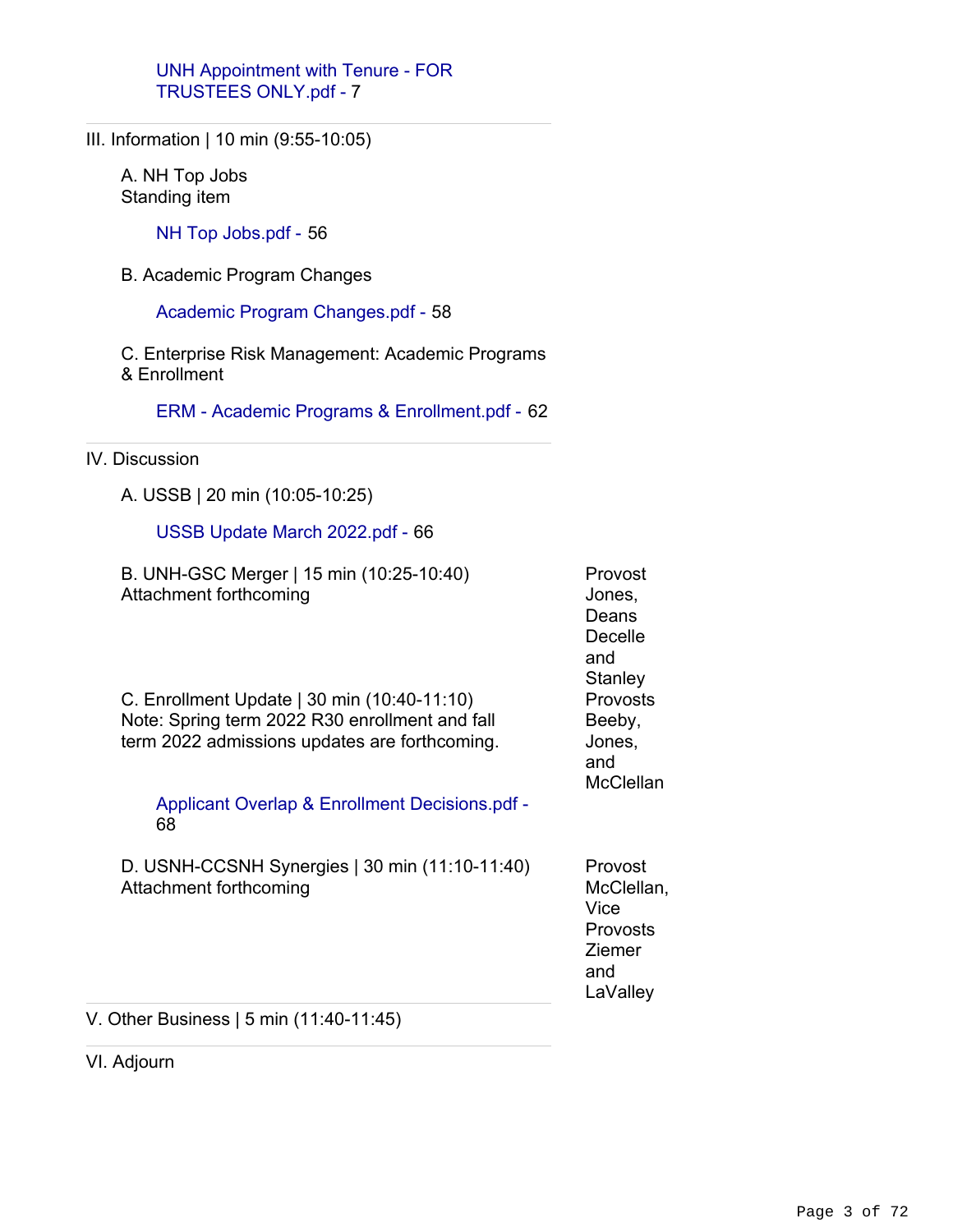UNH Appointment with Tenure - FOR TRUSTEES ONLY.pdf - 7

---

## III. Information | 10 min (9:55-10:05)

### A. NH Top Jobs
Standing item

NH Top Jobs.pdf - 56

### B. Academic Program Changes

Academic Program Changes.pdf - 58

### C. Enterprise Risk Management: Academic Programs & Enrollment

ERM - Academic Programs & Enrollment.pdf - 62

---

## IV. Discussion

### A. USSB | 20 min (10:05-10:25)

USSB Update March 2022.pdf - 66

### B. UNH-GSC Merger | 15 min (10:25-10:40)
Attachment forthcoming

Provost Jones, Deans Decelle and Stanley

### C. Enrollment Update | 30 min (10:40-11:10)
Note: Spring term 2022 R30 enrollment and fall term 2022 admissions updates are forthcoming.

Provosts Beeby, Jones, and McClellan

Applicant Overlap & Enrollment Decisions.pdf - 68

### D. USNH-CCSNH Synergies | 30 min (11:10-11:40)
Attachment forthcoming

Provost McClellan, Vice Provosts Ziemer and LaValley

---

## V. Other Business | 5 min (11:40-11:45)

---

## VI. Adjourn